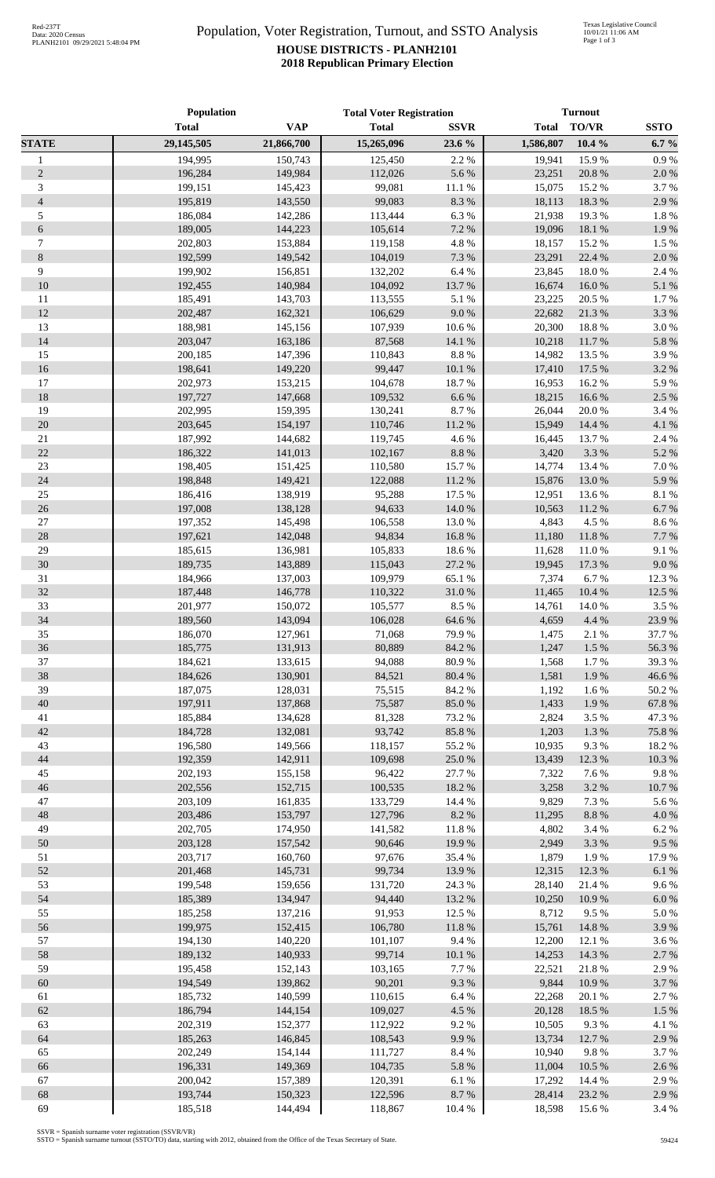# Population, Voter Registration, Turnout, and SSTO Analysis

## HOUSE DISTRICTS - PLANH2101

## 2018 Republican Primary Election

| | Population | | Total Voter Registration | | Turnout | | |
|---|---|---|---|---|---|---|---|
| | Total | VAP | Total | SSVR | Total | TO/VR | SSTO |
| **STATE** | **29,145,505** | **21,866,700** | **15,265,096** | **23.6 %** | **1,586,807** | **10.4 %** | **6.7 %** |
| 1 | 194,995 | 150,743 | 125,450 | 2.2 % | 19,941 | 15.9 % | 0.9 % |
| 2 | 196,284 | 149,984 | 112,026 | 5.6 % | 23,251 | 20.8 % | 2.0 % |
| 3 | 199,151 | 145,423 | 99,081 | 11.1 % | 15,075 | 15.2 % | 3.7 % |
| 4 | 195,819 | 143,550 | 99,083 | 8.3 % | 18,113 | 18.3 % | 2.9 % |
| 5 | 186,084 | 142,286 | 113,444 | 6.3 % | 21,938 | 19.3 % | 1.8 % |
| 6 | 189,005 | 144,223 | 105,614 | 7.2 % | 19,096 | 18.1 % | 1.9 % |
| 7 | 202,803 | 153,884 | 119,158 | 4.8 % | 18,157 | 15.2 % | 1.5 % |
| 8 | 192,599 | 149,542 | 104,019 | 7.3 % | 23,291 | 22.4 % | 2.0 % |
| 9 | 199,902 | 156,851 | 132,202 | 6.4 % | 23,845 | 18.0 % | 2.4 % |
| 10 | 192,455 | 140,984 | 104,092 | 13.7 % | 16,674 | 16.0 % | 5.1 % |
| 11 | 185,491 | 143,703 | 113,555 | 5.1 % | 23,225 | 20.5 % | 1.7 % |
| 12 | 202,487 | 162,321 | 106,629 | 9.0 % | 22,682 | 21.3 % | 3.3 % |
| 13 | 188,981 | 145,156 | 107,939 | 10.6 % | 20,300 | 18.8 % | 3.0 % |
| 14 | 203,047 | 163,186 | 87,568 | 14.1 % | 10,218 | 11.7 % | 5.8 % |
| 15 | 200,185 | 147,396 | 110,843 | 8.8 % | 14,982 | 13.5 % | 3.9 % |
| 16 | 198,641 | 149,220 | 99,447 | 10.1 % | 17,410 | 17.5 % | 3.2 % |
| 17 | 202,973 | 153,215 | 104,678 | 18.7 % | 16,953 | 16.2 % | 5.9 % |
| 18 | 197,727 | 147,668 | 109,532 | 6.6 % | 18,215 | 16.6 % | 2.5 % |
| 19 | 202,995 | 159,395 | 130,241 | 8.7 % | 26,044 | 20.0 % | 3.4 % |
| 20 | 203,645 | 154,197 | 110,746 | 11.2 % | 15,949 | 14.4 % | 4.1 % |
| 21 | 187,992 | 144,682 | 119,745 | 4.6 % | 16,445 | 13.7 % | 2.4 % |
| 22 | 186,322 | 141,013 | 102,167 | 8.8 % | 3,420 | 3.3 % | 5.2 % |
| 23 | 198,405 | 151,425 | 110,580 | 15.7 % | 14,774 | 13.4 % | 7.0 % |
| 24 | 198,848 | 149,421 | 122,088 | 11.2 % | 15,876 | 13.0 % | 5.9 % |
| 25 | 186,416 | 138,919 | 95,288 | 17.5 % | 12,951 | 13.6 % | 8.1 % |
| 26 | 197,008 | 138,128 | 94,633 | 14.0 % | 10,563 | 11.2 % | 6.7 % |
| 27 | 197,352 | 145,498 | 106,558 | 13.0 % | 4,843 | 4.5 % | 8.6 % |
| 28 | 197,621 | 142,048 | 94,834 | 16.8 % | 11,180 | 11.8 % | 7.7 % |
| 29 | 185,615 | 136,981 | 105,833 | 18.6 % | 11,628 | 11.0 % | 9.1 % |
| 30 | 189,735 | 143,889 | 115,043 | 27.2 % | 19,945 | 17.3 % | 9.0 % |
| 31 | 184,966 | 137,003 | 109,979 | 65.1 % | 7,374 | 6.7 % | 12.3 % |
| 32 | 187,448 | 146,778 | 110,322 | 31.0 % | 11,465 | 10.4 % | 12.5 % |
| 33 | 201,977 | 150,072 | 105,577 | 8.5 % | 14,761 | 14.0 % | 3.5 % |
| 34 | 189,560 | 143,094 | 106,028 | 64.6 % | 4,659 | 4.4 % | 23.9 % |
| 35 | 186,070 | 127,961 | 71,068 | 79.9 % | 1,475 | 2.1 % | 37.7 % |
| 36 | 185,775 | 131,913 | 80,889 | 84.2 % | 1,247 | 1.5 % | 56.3 % |
| 37 | 184,621 | 133,615 | 94,088 | 80.9 % | 1,568 | 1.7 % | 39.3 % |
| 38 | 184,626 | 130,901 | 84,521 | 80.4 % | 1,581 | 1.9 % | 46.6 % |
| 39 | 187,075 | 128,031 | 75,515 | 84.2 % | 1,192 | 1.6 % | 50.2 % |
| 40 | 197,911 | 137,868 | 75,587 | 85.0 % | 1,433 | 1.9 % | 67.8 % |
| 41 | 185,884 | 134,628 | 81,328 | 73.2 % | 2,824 | 3.5 % | 47.3 % |
| 42 | 184,728 | 132,081 | 93,742 | 85.8 % | 1,203 | 1.3 % | 75.8 % |
| 43 | 196,580 | 149,566 | 118,157 | 55.2 % | 10,935 | 9.3 % | 18.2 % |
| 44 | 192,359 | 142,911 | 109,698 | 25.0 % | 13,439 | 12.3 % | 10.3 % |
| 45 | 202,193 | 155,158 | 96,422 | 27.7 % | 7,322 | 7.6 % | 9.8 % |
| 46 | 202,556 | 152,715 | 100,535 | 18.2 % | 3,258 | 3.2 % | 10.7 % |
| 47 | 203,109 | 161,835 | 133,729 | 14.4 % | 9,829 | 7.3 % | 5.6 % |
| 48 | 203,486 | 153,797 | 127,796 | 8.2 % | 11,295 | 8.8 % | 4.0 % |
| 49 | 202,705 | 174,950 | 141,582 | 11.8 % | 4,802 | 3.4 % | 6.2 % |
| 50 | 203,128 | 157,542 | 90,646 | 19.9 % | 2,949 | 3.3 % | 9.5 % |
| 51 | 203,717 | 160,760 | 97,676 | 35.4 % | 1,879 | 1.9 % | 17.9 % |
| 52 | 201,468 | 145,731 | 99,734 | 13.9 % | 12,315 | 12.3 % | 6.1 % |
| 53 | 199,548 | 159,656 | 131,720 | 24.3 % | 28,140 | 21.4 % | 9.6 % |
| 54 | 185,389 | 134,947 | 94,440 | 13.2 % | 10,250 | 10.9 % | 6.0 % |
| 55 | 185,258 | 137,216 | 91,953 | 12.5 % | 8,712 | 9.5 % | 5.0 % |
| 56 | 199,975 | 152,415 | 106,780 | 11.8 % | 15,761 | 14.8 % | 3.9 % |
| 57 | 194,130 | 140,220 | 101,107 | 9.4 % | 12,200 | 12.1 % | 3.6 % |
| 58 | 189,132 | 140,933 | 99,714 | 10.1 % | 14,253 | 14.3 % | 2.7 % |
| 59 | 195,458 | 152,143 | 103,165 | 7.7 % | 22,521 | 21.8 % | 2.9 % |
| 60 | 194,549 | 139,862 | 90,201 | 9.3 % | 9,844 | 10.9 % | 3.7 % |
| 61 | 185,732 | 140,599 | 110,615 | 6.4 % | 22,268 | 20.1 % | 2.7 % |
| 62 | 186,794 | 144,154 | 109,027 | 4.5 % | 20,128 | 18.5 % | 1.5 % |
| 63 | 202,319 | 152,377 | 112,922 | 9.2 % | 10,505 | 9.3 % | 4.1 % |
| 64 | 185,263 | 146,845 | 108,543 | 9.9 % | 13,734 | 12.7 % | 2.9 % |
| 65 | 202,249 | 154,144 | 111,727 | 8.4 % | 10,940 | 9.8 % | 3.7 % |
| 66 | 196,331 | 149,369 | 104,735 | 5.8 % | 11,004 | 10.5 % | 2.6 % |
| 67 | 200,042 | 157,389 | 120,391 | 6.1 % | 17,292 | 14.4 % | 2.9 % |
| 68 | 193,744 | 150,323 | 122,596 | 8.7 % | 28,414 | 23.2 % | 2.9 % |
| 69 | 185,518 | 144,494 | 118,867 | 10.4 % | 18,598 | 15.6 % | 3.4 % |

SSVR = Spanish surname voter registration (SSVR/VR)
SSTO = Spanish surname turnout (SSTO/TO) data, starting with 2012, obtained from the Office of the Texas Secretary of State.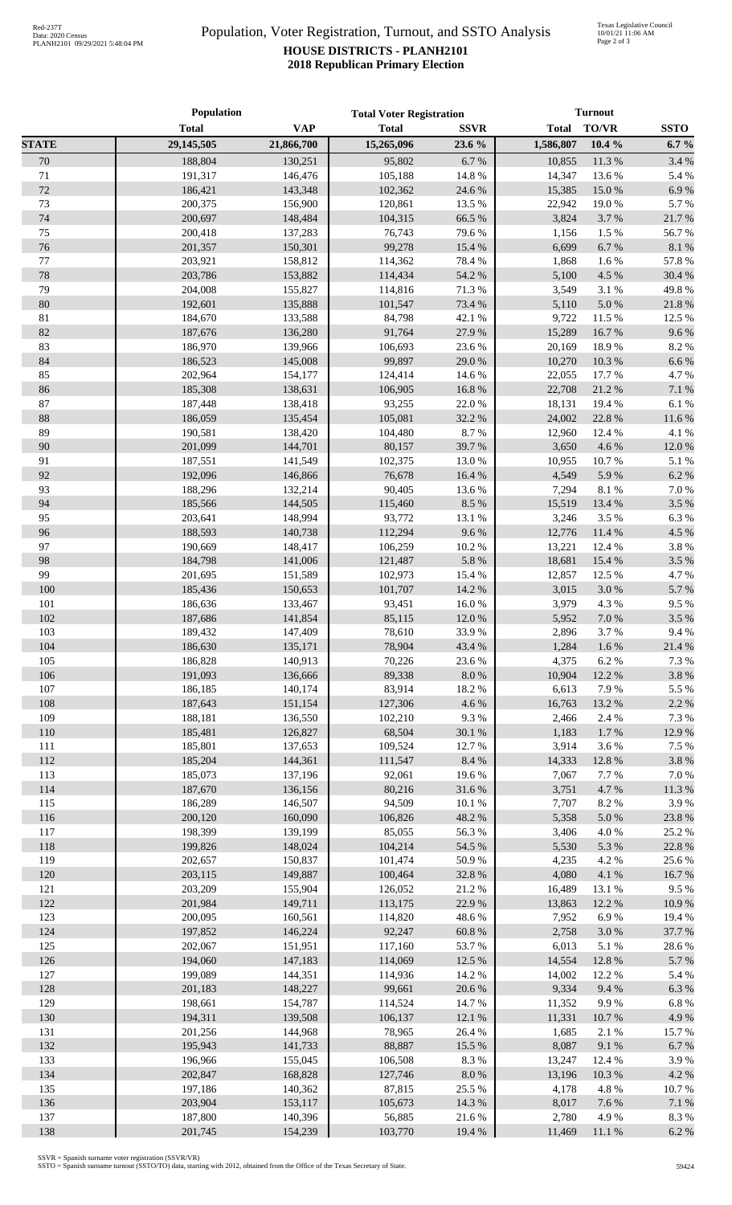# Population, Voter Registration, Turnout, and SSTO Analysis

**HOUSE DISTRICTS - PLANH2101**
**2018 Republican Primary Election**

| | Population | | Total Voter Registration | | Turnout | | |
|---|---|---|---|---|---|---|---|
| | **Total** | **VAP** | **Total** | **SSVR** | **Total** | **TO/VR** | **SSTO** |
| **STATE** | **29,145,505** | **21,866,700** | **15,265,096** | **23.6 %** | **1,586,807** | **10.4 %** | **6.7 %** |
| 70 | 188,804 | 130,251 | 95,802 | 6.7 % | 10,855 | 11.3 % | 3.4 % |
| 71 | 191,317 | 146,476 | 105,188 | 14.8 % | 14,347 | 13.6 % | 5.4 % |
| 72 | 186,421 | 143,348 | 102,362 | 24.6 % | 15,385 | 15.0 % | 6.9 % |
| 73 | 200,375 | 156,900 | 120,861 | 13.5 % | 22,942 | 19.0 % | 5.7 % |
| 74 | 200,697 | 148,484 | 104,315 | 66.5 % | 3,824 | 3.7 % | 21.7 % |
| 75 | 200,418 | 137,283 | 76,743 | 79.6 % | 1,156 | 1.5 % | 56.7 % |
| 76 | 201,357 | 150,301 | 99,278 | 15.4 % | 6,699 | 6.7 % | 8.1 % |
| 77 | 203,921 | 158,812 | 114,362 | 78.4 % | 1,868 | 1.6 % | 57.8 % |
| 78 | 203,786 | 153,882 | 114,434 | 54.2 % | 5,100 | 4.5 % | 30.4 % |
| 79 | 204,008 | 155,827 | 114,816 | 71.3 % | 3,549 | 3.1 % | 49.8 % |
| 80 | 192,601 | 135,888 | 101,547 | 73.4 % | 5,110 | 5.0 % | 21.8 % |
| 81 | 184,670 | 133,588 | 84,798 | 42.1 % | 9,722 | 11.5 % | 12.5 % |
| 82 | 187,676 | 136,280 | 91,764 | 27.9 % | 15,289 | 16.7 % | 9.6 % |
| 83 | 186,970 | 139,966 | 106,693 | 23.6 % | 20,169 | 18.9 % | 8.2 % |
| 84 | 186,523 | 145,008 | 99,897 | 29.0 % | 10,270 | 10.3 % | 6.6 % |
| 85 | 202,964 | 154,177 | 124,414 | 14.6 % | 22,055 | 17.7 % | 4.7 % |
| 86 | 185,308 | 138,631 | 106,905 | 16.8 % | 22,708 | 21.2 % | 7.1 % |
| 87 | 187,448 | 138,418 | 93,255 | 22.0 % | 18,131 | 19.4 % | 6.1 % |
| 88 | 186,059 | 135,454 | 105,081 | 32.2 % | 24,002 | 22.8 % | 11.6 % |
| 89 | 190,581 | 138,420 | 104,480 | 8.7 % | 12,960 | 12.4 % | 4.1 % |
| 90 | 201,099 | 144,701 | 80,157 | 39.7 % | 3,650 | 4.6 % | 12.0 % |
| 91 | 187,551 | 141,549 | 102,375 | 13.0 % | 10,955 | 10.7 % | 5.1 % |
| 92 | 192,096 | 146,866 | 76,678 | 16.4 % | 4,549 | 5.9 % | 6.2 % |
| 93 | 188,296 | 132,214 | 90,405 | 13.6 % | 7,294 | 8.1 % | 7.0 % |
| 94 | 185,566 | 144,505 | 115,460 | 8.5 % | 15,519 | 13.4 % | 3.5 % |
| 95 | 203,641 | 148,994 | 93,772 | 13.1 % | 3,246 | 3.5 % | 6.3 % |
| 96 | 188,593 | 140,738 | 112,294 | 9.6 % | 12,776 | 11.4 % | 4.5 % |
| 97 | 190,669 | 148,417 | 106,259 | 10.2 % | 13,221 | 12.4 % | 3.8 % |
| 98 | 184,798 | 141,006 | 121,487 | 5.8 % | 18,681 | 15.4 % | 3.5 % |
| 99 | 201,695 | 151,589 | 102,973 | 15.4 % | 12,857 | 12.5 % | 4.7 % |
| 100 | 185,436 | 150,653 | 101,707 | 14.2 % | 3,015 | 3.0 % | 5.7 % |
| 101 | 186,636 | 133,467 | 93,451 | 16.0 % | 3,979 | 4.3 % | 9.5 % |
| 102 | 187,686 | 141,854 | 85,115 | 12.0 % | 5,952 | 7.0 % | 3.5 % |
| 103 | 189,432 | 147,409 | 78,610 | 33.9 % | 2,896 | 3.7 % | 9.4 % |
| 104 | 186,630 | 135,171 | 78,904 | 43.4 % | 1,284 | 1.6 % | 21.4 % |
| 105 | 186,828 | 140,913 | 70,226 | 23.6 % | 4,375 | 6.2 % | 7.3 % |
| 106 | 191,093 | 136,666 | 89,338 | 8.0 % | 10,904 | 12.2 % | 3.8 % |
| 107 | 186,185 | 140,174 | 83,914 | 18.2 % | 6,613 | 7.9 % | 5.5 % |
| 108 | 187,643 | 151,154 | 127,306 | 4.6 % | 16,763 | 13.2 % | 2.2 % |
| 109 | 188,181 | 136,550 | 102,210 | 9.3 % | 2,466 | 2.4 % | 7.3 % |
| 110 | 185,481 | 126,827 | 68,504 | 30.1 % | 1,183 | 1.7 % | 12.9 % |
| 111 | 185,801 | 137,653 | 109,524 | 12.7 % | 3,914 | 3.6 % | 7.5 % |
| 112 | 185,204 | 144,361 | 111,547 | 8.4 % | 14,333 | 12.8 % | 3.8 % |
| 113 | 185,073 | 137,196 | 92,061 | 19.6 % | 7,067 | 7.7 % | 7.0 % |
| 114 | 187,670 | 136,156 | 80,216 | 31.6 % | 3,751 | 4.7 % | 11.3 % |
| 115 | 186,289 | 146,507 | 94,509 | 10.1 % | 7,707 | 8.2 % | 3.9 % |
| 116 | 200,120 | 160,090 | 106,826 | 48.2 % | 5,358 | 5.0 % | 23.8 % |
| 117 | 198,399 | 139,199 | 85,055 | 56.3 % | 3,406 | 4.0 % | 25.2 % |
| 118 | 199,826 | 148,024 | 104,214 | 54.5 % | 5,530 | 5.3 % | 22.8 % |
| 119 | 202,657 | 150,837 | 101,474 | 50.9 % | 4,235 | 4.2 % | 25.6 % |
| 120 | 203,115 | 149,887 | 100,464 | 32.8 % | 4,080 | 4.1 % | 16.7 % |
| 121 | 203,209 | 155,904 | 126,052 | 21.2 % | 16,489 | 13.1 % | 9.5 % |
| 122 | 201,984 | 149,711 | 113,175 | 22.9 % | 13,863 | 12.2 % | 10.9 % |
| 123 | 200,095 | 160,561 | 114,820 | 48.6 % | 7,952 | 6.9 % | 19.4 % |
| 124 | 197,852 | 146,224 | 92,247 | 60.8 % | 2,758 | 3.0 % | 37.7 % |
| 125 | 202,067 | 151,951 | 117,160 | 53.7 % | 6,013 | 5.1 % | 28.6 % |
| 126 | 194,060 | 147,183 | 114,069 | 12.5 % | 14,554 | 12.8 % | 5.7 % |
| 127 | 199,089 | 144,351 | 114,936 | 14.2 % | 14,002 | 12.2 % | 5.4 % |
| 128 | 201,183 | 148,227 | 99,661 | 20.6 % | 9,334 | 9.4 % | 6.3 % |
| 129 | 198,661 | 154,787 | 114,524 | 14.7 % | 11,352 | 9.9 % | 6.8 % |
| 130 | 194,311 | 139,508 | 106,137 | 12.1 % | 11,331 | 10.7 % | 4.9 % |
| 131 | 201,256 | 144,968 | 78,965 | 26.4 % | 1,685 | 2.1 % | 15.7 % |
| 132 | 195,943 | 141,733 | 88,887 | 15.5 % | 8,087 | 9.1 % | 6.7 % |
| 133 | 196,966 | 155,045 | 106,508 | 8.3 % | 13,247 | 12.4 % | 3.9 % |
| 134 | 202,847 | 168,828 | 127,746 | 8.0 % | 13,196 | 10.3 % | 4.2 % |
| 135 | 197,186 | 140,362 | 87,815 | 25.5 % | 4,178 | 4.8 % | 10.7 % |
| 136 | 203,904 | 153,117 | 105,673 | 14.3 % | 8,017 | 7.6 % | 7.1 % |
| 137 | 187,800 | 140,396 | 56,885 | 21.6 % | 2,780 | 4.9 % | 8.3 % |
| 138 | 201,745 | 154,239 | 103,770 | 19.4 % | 11,469 | 11.1 % | 6.2 % |

SSVR = Spanish surname voter registration (SSVR/VR)
SSTO = Spanish surname turnout (SSTO/TO) data, starting with 2012, obtained from the Office of the Texas Secretary of State.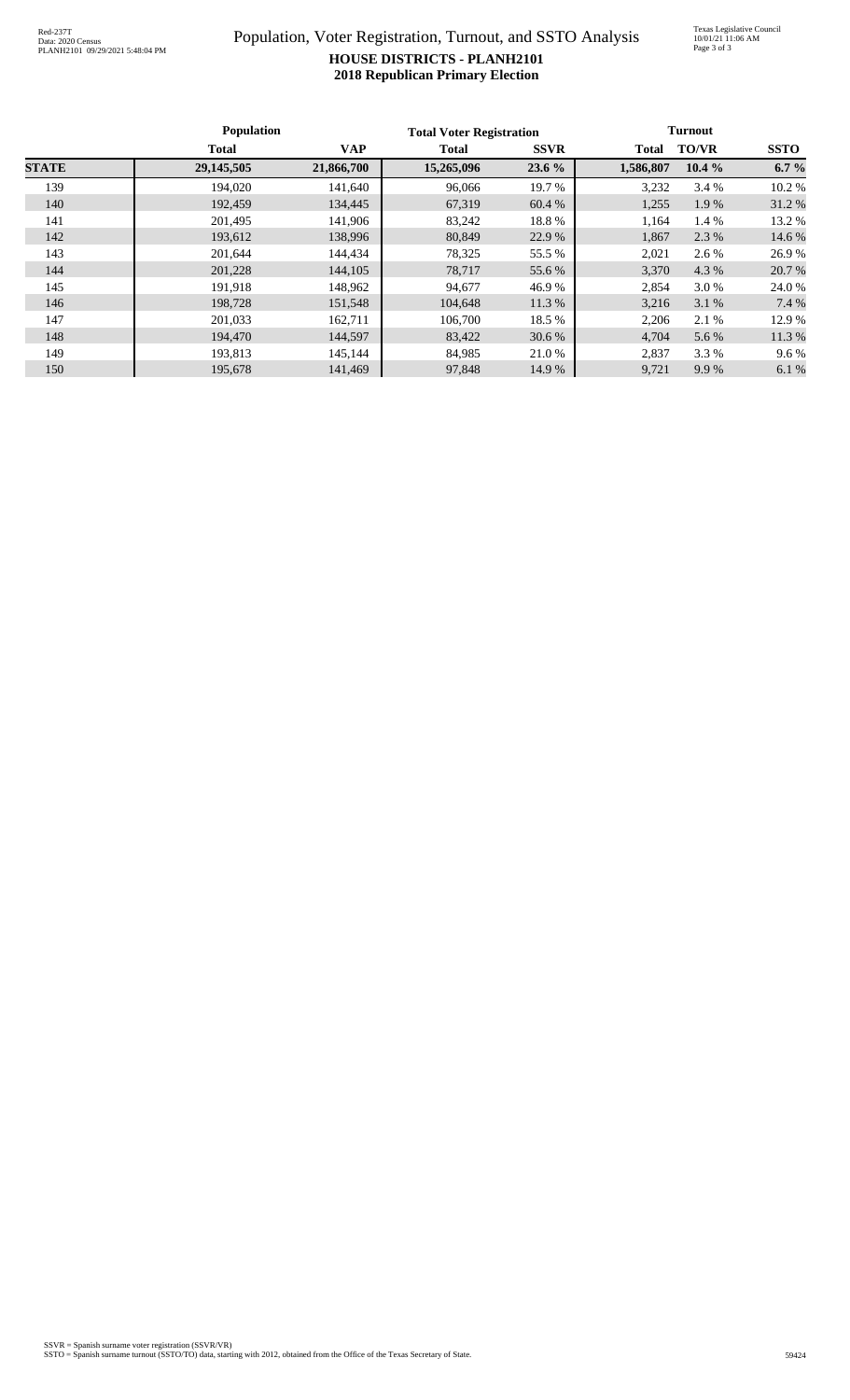# Population, Voter Registration, Turnout, and SSTO Analysis

## HOUSE DISTRICTS - PLANH2101
## 2018 Republican Primary Election

| | Population | | Total Voter Registration | | Turnout | | |
|---|---|---|---|---|---|---|---|
| | **Total** | **VAP** | **Total** | **SSVR** | **Total** | **TO/VR** | **SSTO** |
| **STATE** | **29,145,505** | **21,866,700** | **15,265,096** | **23.6 %** | **1,586,807** | **10.4 %** | **6.7 %** |
| 139 | 194,020 | 141,640 | 96,066 | 19.7 % | 3,232 | 3.4 % | 10.2 % |
| 140 | 192,459 | 134,445 | 67,319 | 60.4 % | 1,255 | 1.9 % | 31.2 % |
| 141 | 201,495 | 141,906 | 83,242 | 18.8 % | 1,164 | 1.4 % | 13.2 % |
| 142 | 193,612 | 138,996 | 80,849 | 22.9 % | 1,867 | 2.3 % | 14.6 % |
| 143 | 201,644 | 144,434 | 78,325 | 55.5 % | 2,021 | 2.6 % | 26.9 % |
| 144 | 201,228 | 144,105 | 78,717 | 55.6 % | 3,370 | 4.3 % | 20.7 % |
| 145 | 191,918 | 148,962 | 94,677 | 46.9 % | 2,854 | 3.0 % | 24.0 % |
| 146 | 198,728 | 151,548 | 104,648 | 11.3 % | 3,216 | 3.1 % | 7.4 % |
| 147 | 201,033 | 162,711 | 106,700 | 18.5 % | 2,206 | 2.1 % | 12.9 % |
| 148 | 194,470 | 144,597 | 83,422 | 30.6 % | 4,704 | 5.6 % | 11.3 % |
| 149 | 193,813 | 145,144 | 84,985 | 21.0 % | 2,837 | 3.3 % | 9.6 % |
| 150 | 195,678 | 141,469 | 97,848 | 14.9 % | 9,721 | 9.9 % | 6.1 % |

SSVR = Spanish surname voter registration (SSVR/VR)
SSTO = Spanish surname turnout (SSTO/TO) data, starting with 2012, obtained from the Office of the Texas Secretary of State.